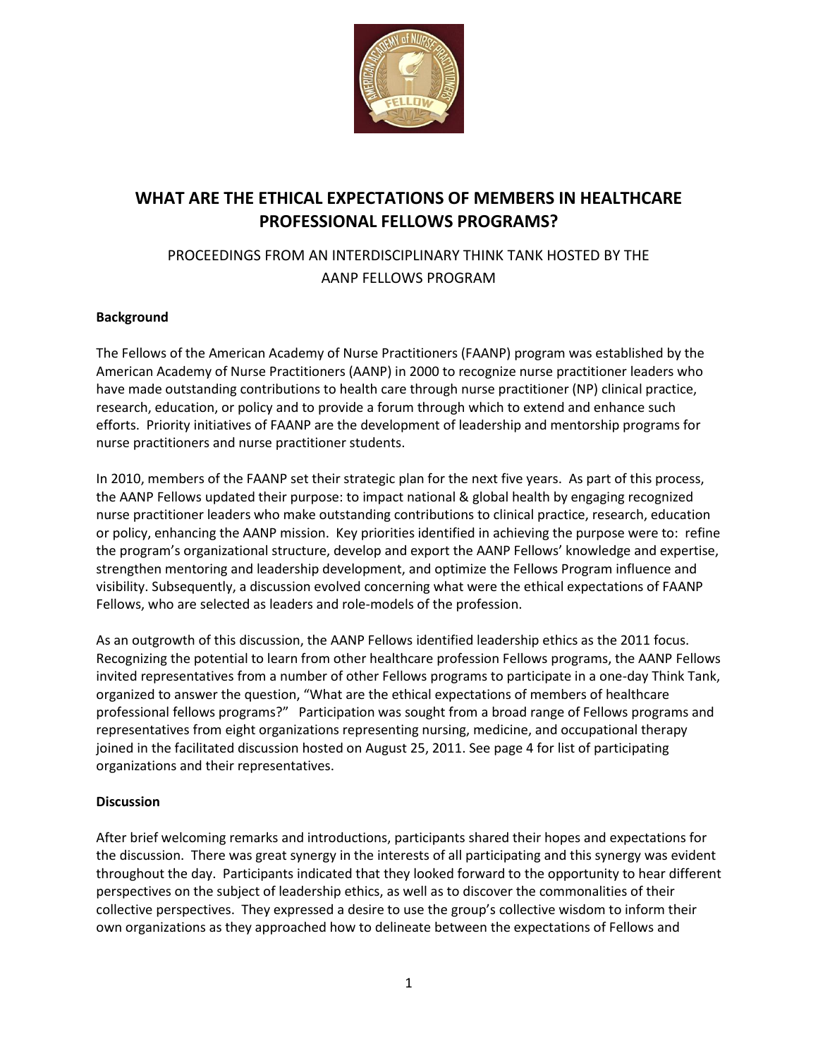# WHAT ARE THE ETHICAL EXPECTATIONS OF MEMBERS IN HEALTHCARE PROFESSIONAL FELLOWS PROGRAMS?

PROCEEDINGS FROM AN INTERDISCIPLINARY THINK TANK HOSTED BY THE AANP FELLOWS PROGRAM

**Background**

The Fellows of the American Academy of Nurse Practitioners (FAANP) program was established by the American Academy of Nurse Practitioners (AANP) in 2000 to recognize nurse practitioner leaders who have made outstanding contributions to health care through nurse practitioner (NP) clinical practice, research, education, or policy and to provide a forum through which to extend and enhance such efforts. Priority initiatives of FAANP are the development of leadership and mentorship programs for nurse practitioners and nurse practitioner students.

In 2010, members of the FAANP set their strategic plan for the next five years. As part of this process, the AANP Fellows updated their purpose: to impact national & global health by engaging recognized nurse practitioner leaders who make outstanding contributions to clinical practice, research, education or policy, enhancing the AANP mission. Key priorities identified in achieving the purpose were to: refine the program's organizational structure, develop and export the AANP Fellows' knowledge and expertise, strengthen mentoring and leadership development, and optimize the Fellows Program influence and visibility. Subsequently, a discussion evolved concerning what were the ethical expectations of FAANP Fellows, who are selected as leaders and role-models of the profession.

As an outgrowth of this discussion, the AANP Fellows identified leadership ethics as the 2011 focus. Recognizing the potential to learn from other healthcare profession Fellows programs, the AANP Fellows invited representatives from a number of other Fellows programs to participate in a one-day Think Tank, organized to answer the question, "What are the ethical expectations of members of healthcare professional fellows programs?" Participation was sought from a broad range of Fellows programs and representatives from eight organizations representing nursing, medicine, and occupational therapy joined in the facilitated discussion hosted on August 25, 2011. See page 4 for list of participating organizations and their representatives.

**Discussion**

After brief welcoming remarks and introductions, participants shared their hopes and expectations for the discussion. There was great synergy in the interests of all participating and this synergy was evident throughout the day. Participants indicated that they looked forward to the opportunity to hear different perspectives on the subject of leadership ethics, as well as to discover the commonalities of their collective perspectives. They expressed a desire to use the group's collective wisdom to inform their own organizations as they approached how to delineate between the expectations of Fellows and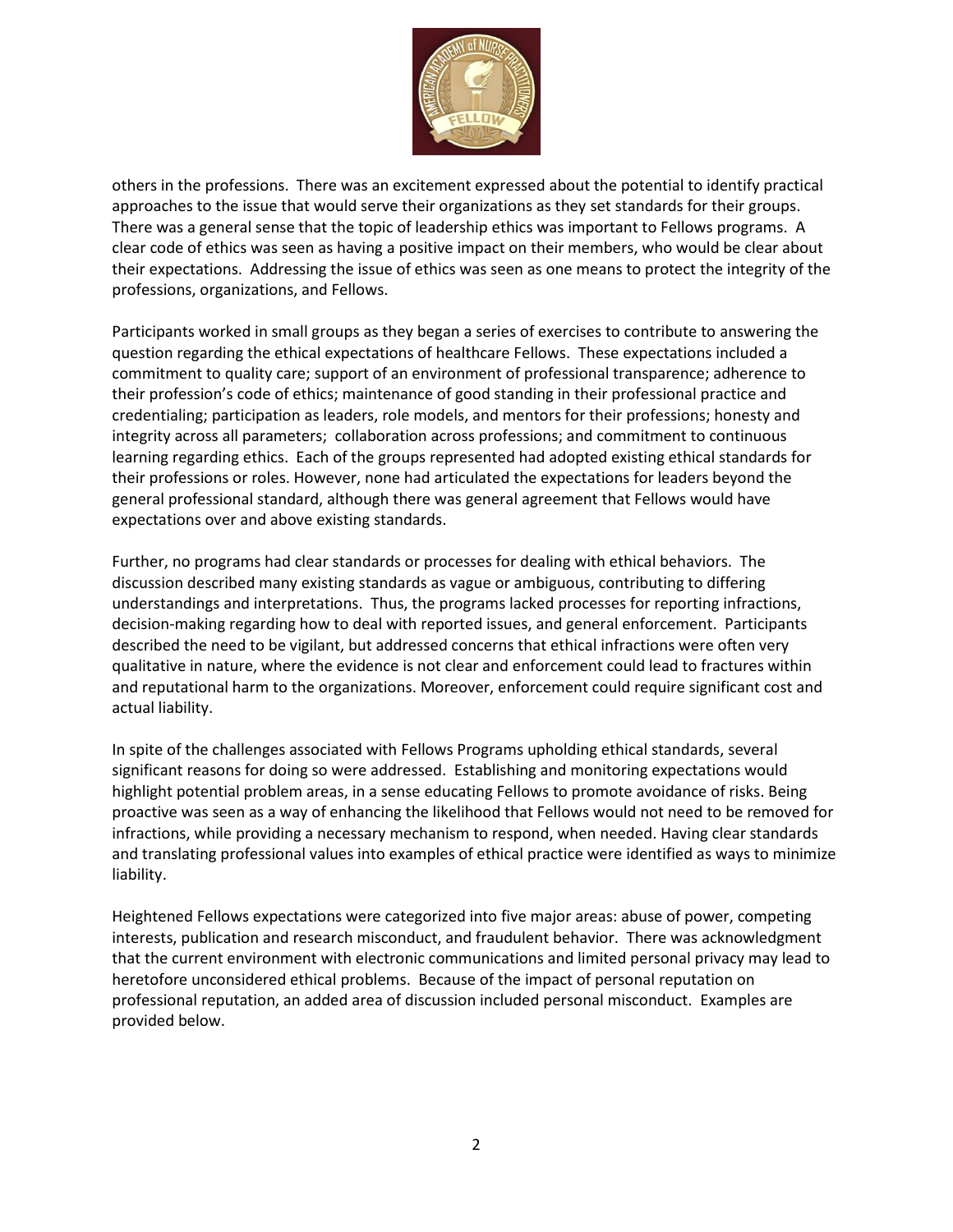others in the professions. There was an excitement expressed about the potential to identify practical approaches to the issue that would serve their organizations as they set standards for their groups. There was a general sense that the topic of leadership ethics was important to Fellows programs. A clear code of ethics was seen as having a positive impact on their members, who would be clear about their expectations. Addressing the issue of ethics was seen as one means to protect the integrity of the professions, organizations, and Fellows.

Participants worked in small groups as they began a series of exercises to contribute to answering the question regarding the ethical expectations of healthcare Fellows. These expectations included a commitment to quality care; support of an environment of professional transparence; adherence to their profession's code of ethics; maintenance of good standing in their professional practice and credentialing; participation as leaders, role models, and mentors for their professions; honesty and integrity across all parameters; collaboration across professions; and commitment to continuous learning regarding ethics. Each of the groups represented had adopted existing ethical standards for their professions or roles. However, none had articulated the expectations for leaders beyond the general professional standard, although there was general agreement that Fellows would have expectations over and above existing standards.

Further, no programs had clear standards or processes for dealing with ethical behaviors. The discussion described many existing standards as vague or ambiguous, contributing to differing understandings and interpretations. Thus, the programs lacked processes for reporting infractions, decision-making regarding how to deal with reported issues, and general enforcement. Participants described the need to be vigilant, but addressed concerns that ethical infractions were often very qualitative in nature, where the evidence is not clear and enforcement could lead to fractures within and reputational harm to the organizations. Moreover, enforcement could require significant cost and actual liability.

In spite of the challenges associated with Fellows Programs upholding ethical standards, several significant reasons for doing so were addressed. Establishing and monitoring expectations would highlight potential problem areas, in a sense educating Fellows to promote avoidance of risks. Being proactive was seen as a way of enhancing the likelihood that Fellows would not need to be removed for infractions, while providing a necessary mechanism to respond, when needed. Having clear standards and translating professional values into examples of ethical practice were identified as ways to minimize liability.

Heightened Fellows expectations were categorized into five major areas: abuse of power, competing interests, publication and research misconduct, and fraudulent behavior. There was acknowledgment that the current environment with electronic communications and limited personal privacy may lead to heretofore unconsidered ethical problems. Because of the impact of personal reputation on professional reputation, an added area of discussion included personal misconduct. Examples are provided below.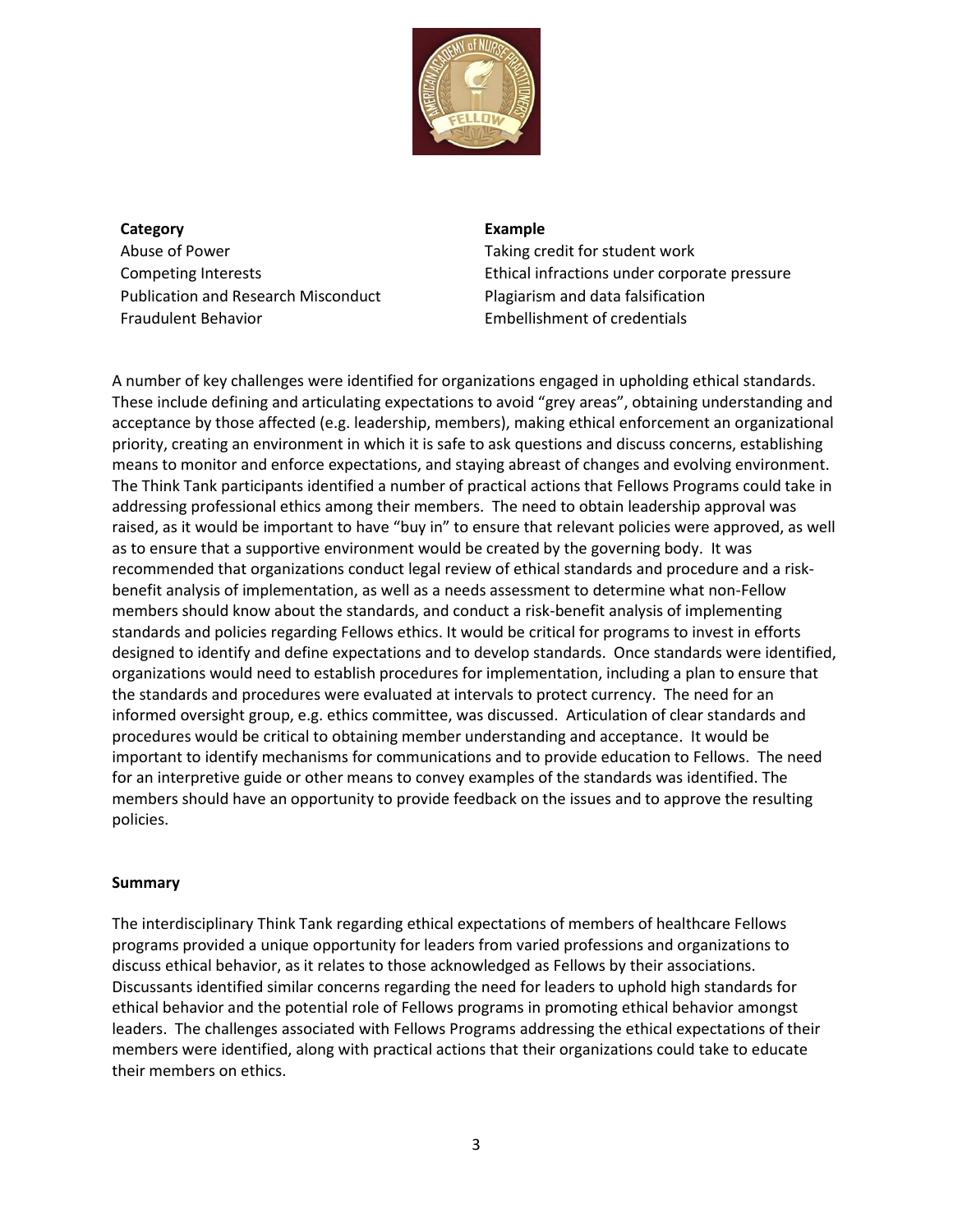| Category | Example |
| --- | --- |
| Abuse of Power | Taking credit for student work |
| Competing Interests | Ethical infractions under corporate pressure |
| Publication and Research Misconduct | Plagiarism and data falsification |
| Fraudulent Behavior | Embellishment of credentials |

A number of key challenges were identified for organizations engaged in upholding ethical standards. These include defining and articulating expectations to avoid "grey areas", obtaining understanding and acceptance by those affected (e.g. leadership, members), making ethical enforcement an organizational priority, creating an environment in which it is safe to ask questions and discuss concerns, establishing means to monitor and enforce expectations, and staying abreast of changes and evolving environment. The Think Tank participants identified a number of practical actions that Fellows Programs could take in addressing professional ethics among their members. The need to obtain leadership approval was raised, as it would be important to have "buy in" to ensure that relevant policies were approved, as well as to ensure that a supportive environment would be created by the governing body. It was recommended that organizations conduct legal review of ethical standards and procedure and a risk-benefit analysis of implementation, as well as a needs assessment to determine what non-Fellow members should know about the standards, and conduct a risk-benefit analysis of implementing standards and policies regarding Fellows ethics. It would be critical for programs to invest in efforts designed to identify and define expectations and to develop standards. Once standards were identified, organizations would need to establish procedures for implementation, including a plan to ensure that the standards and procedures were evaluated at intervals to protect currency. The need for an informed oversight group, e.g. ethics committee, was discussed. Articulation of clear standards and procedures would be critical to obtaining member understanding and acceptance. It would be important to identify mechanisms for communications and to provide education to Fellows. The need for an interpretive guide or other means to convey examples of the standards was identified. The members should have an opportunity to provide feedback on the issues and to approve the resulting policies.

## Summary

The interdisciplinary Think Tank regarding ethical expectations of members of healthcare Fellows programs provided a unique opportunity for leaders from varied professions and organizations to discuss ethical behavior, as it relates to those acknowledged as Fellows by their associations. Discussants identified similar concerns regarding the need for leaders to uphold high standards for ethical behavior and the potential role of Fellows programs in promoting ethical behavior amongst leaders. The challenges associated with Fellows Programs addressing the ethical expectations of their members were identified, along with practical actions that their organizations could take to educate their members on ethics.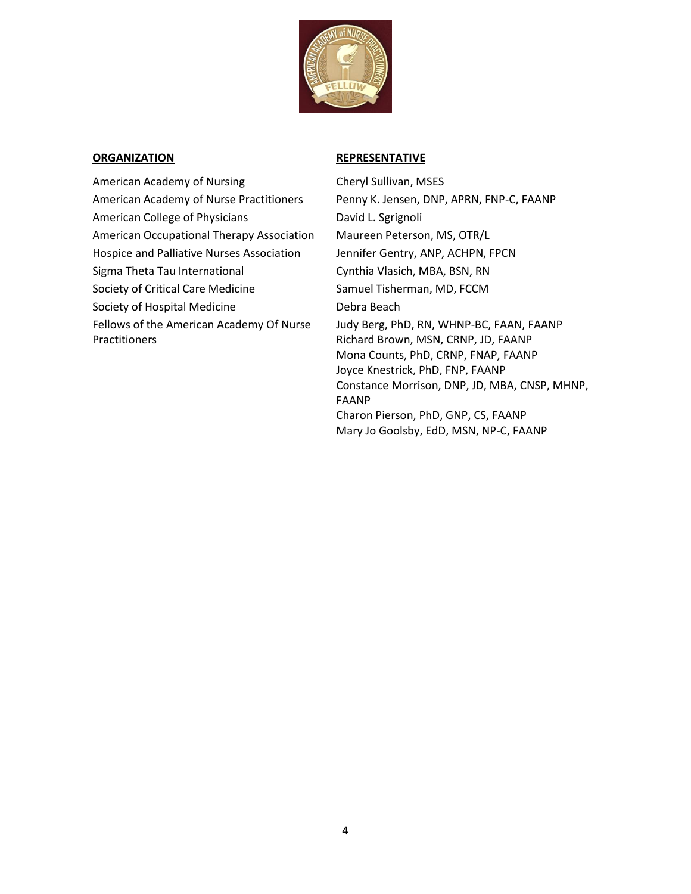| **ORGANIZATION** | **REPRESENTATIVE** |
|---|---|
| American Academy of Nursing | Cheryl Sullivan, MSES |
| American Academy of Nurse Practitioners | Penny K. Jensen, DNP, APRN, FNP-C, FAANP |
| American College of Physicians | David L. Sgrignoli |
| American Occupational Therapy Association | Maureen Peterson, MS, OTR/L |
| Hospice and Palliative Nurses Association | Jennifer Gentry, ANP, ACHPN, FPCN |
| Sigma Theta Tau International | Cynthia Vlasich, MBA, BSN, RN |
| Society of Critical Care Medicine | Samuel Tisherman, MD, FCCM |
| Society of Hospital Medicine | Debra Beach |
| Fellows of the American Academy Of Nurse Practitioners | Judy Berg, PhD, RN, WHNP-BC, FAAN, FAANP<br>Richard Brown, MSN, CRNP, JD, FAANP<br>Mona Counts, PhD, CRNP, FNAP, FAANP<br>Joyce Knestrick, PhD, FNP, FAANP<br>Constance Morrison, DNP, JD, MBA, CNSP, MHNP, FAANP<br>Charon Pierson, PhD, GNP, CS, FAANP<br>Mary Jo Goolsby, EdD, MSN, NP-C, FAANP |